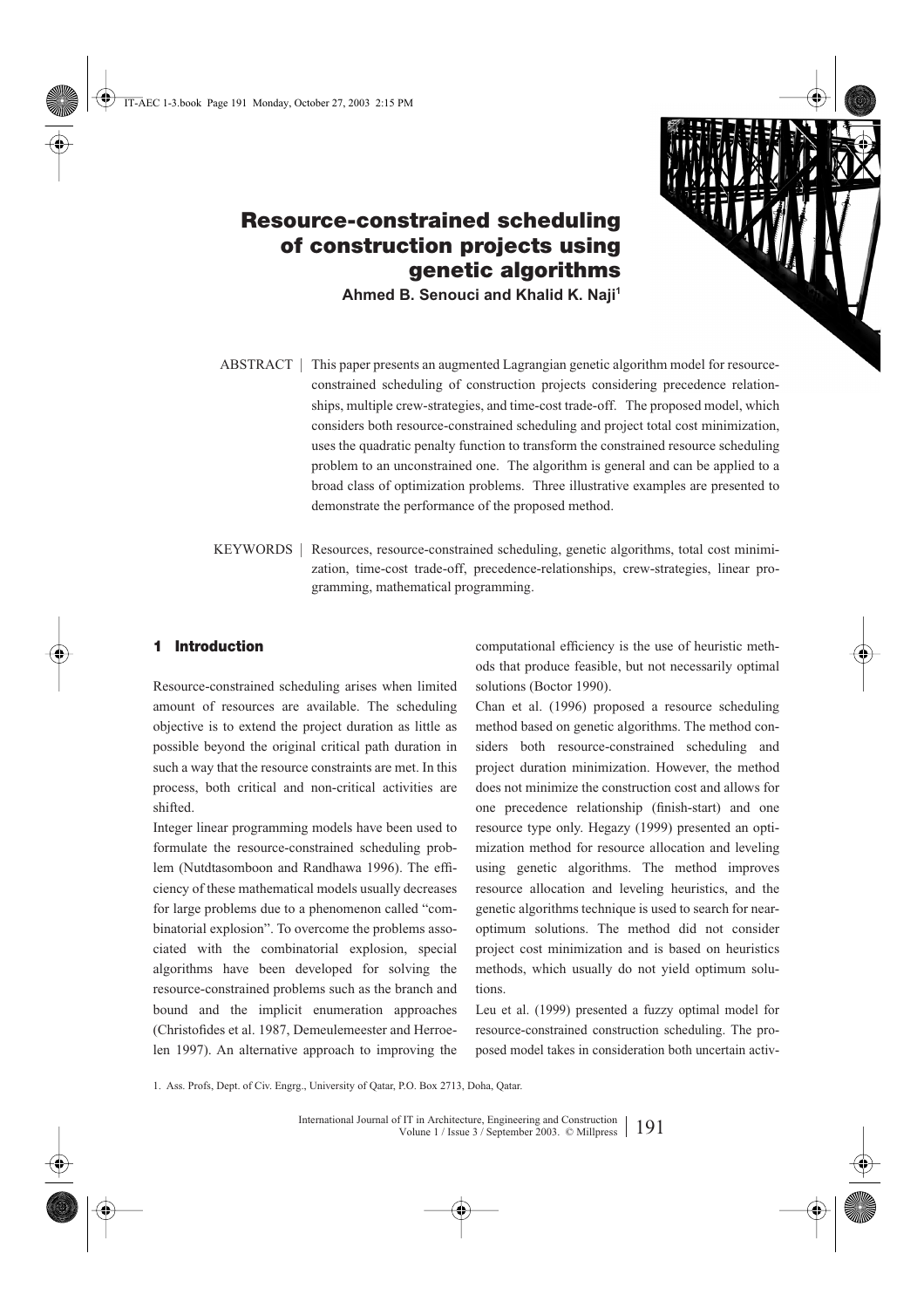# Resource-constrained scheduling of construction projects using genetic algorithms

**Ahmed B. Senouci and Khalid K. Naji[1]**

ABSTRACT | This paper presents an augmented Lagrangian genetic algorithm model for resource-constrained scheduling of construction projects considering precedence relationships, multiple crew-strategies, and time-cost trade-off. The proposed model, which considers both resource-constrained scheduling and project total cost minimization, uses the quadratic penalty function to transform the constrained resource scheduling problem to an unconstrained one. The algorithm is general and can be applied to a broad class of optimization problems. Three illustrative examples are presented to demonstrate the performance of the proposed method.

KEYWORDS | Resources, resource-constrained scheduling, genetic algorithms, total cost minimization, time-cost trade-off, precedence-relationships, crew-strategies, linear programming, mathematical programming.

## 1 Introduction

Resource-constrained scheduling arises when limited amount of resources are available. The scheduling objective is to extend the project duration as little as possible beyond the original critical path duration in such a way that the resource constraints are met. In this process, both critical and non-critical activities are shifted.

Integer linear programming models have been used to formulate the resource-constrained scheduling problem (Nutdtasomboon and Randhawa 1996). The efficiency of these mathematical models usually decreases for large problems due to a phenomenon called "combinatorial explosion". To overcome the problems associated with the combinatorial explosion, special algorithms have been developed for solving the resource-constrained problems such as the branch and bound and the implicit enumeration approaches (Christofides et al. 1987, Demeulemeester and Herroelen 1997). An alternative approach to improving the computational efficiency is the use of heuristic methods that produce feasible, but not necessarily optimal solutions (Boctor 1990).

Chan et al. (1996) proposed a resource scheduling method based on genetic algorithms. The method considers both resource-constrained scheduling and project duration minimization. However, the method does not minimize the construction cost and allows for one precedence relationship (finish-start) and one resource type only. Hegazy (1999) presented an optimization method for resource allocation and leveling using genetic algorithms. The method improves resource allocation and leveling heuristics, and the genetic algorithms technique is used to search for near-optimum solutions. The method did not consider project cost minimization and is based on heuristics methods, which usually do not yield optimum solutions.

Leu et al. (1999) presented a fuzzy optimal model for resource-constrained construction scheduling. The proposed model takes in consideration both uncertain activ-

1. Ass. Profs, Dept. of Civ. Engrg., University of Qatar, P.O. Box 2713, Doha, Qatar.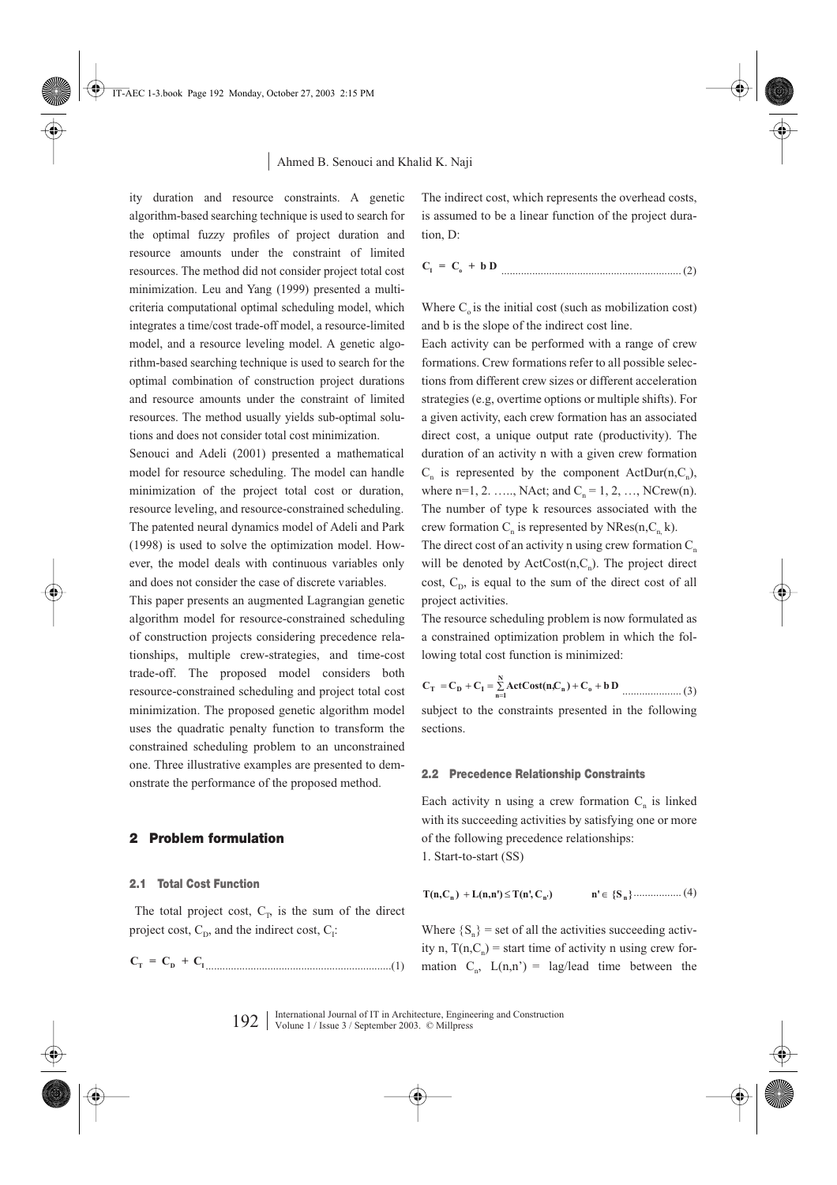ity duration and resource constraints. A genetic algorithm-based searching technique is used to search for the optimal fuzzy profiles of project duration and resource amounts under the constraint of limited resources. The method did not consider project total cost minimization. Leu and Yang (1999) presented a multi-criteria computational optimal scheduling model, which integrates a time/cost trade-off model, a resource-limited model, and a resource leveling model. A genetic algorithm-based searching technique is used to search for the optimal combination of construction project durations and resource amounts under the constraint of limited resources. The method usually yields sub-optimal solutions and does not consider total cost minimization.

Senouci and Adeli (2001) presented a mathematical model for resource scheduling. The model can handle minimization of the project total cost or duration, resource leveling, and resource-constrained scheduling. The patented neural dynamics model of Adeli and Park (1998) is used to solve the optimization model. However, the model deals with continuous variables only and does not consider the case of discrete variables.

This paper presents an augmented Lagrangian genetic algorithm model for resource-constrained scheduling of construction projects considering precedence relationships, multiple crew-strategies, and time-cost trade-off. The proposed model considers both resource-constrained scheduling and project total cost minimization. The proposed genetic algorithm model uses the quadratic penalty function to transform the constrained scheduling problem to an unconstrained one. Three illustrative examples are presented to demonstrate the performance of the proposed method.

## 2 Problem formulation

### 2.1 Total Cost Function

The total project cost, $C_T$, is the sum of the direct project cost, $C_D$, and the indirect cost, $C_I$:

$$C_T = C_D + C_I \quad (1)$$

The indirect cost, which represents the overhead costs, is assumed to be a linear function of the project duration, D:

$$C_I = C_o + b\,D \quad (2)$$

Where $C_o$ is the initial cost (such as mobilization cost) and b is the slope of the indirect cost line.

Each activity can be performed with a range of crew formations. Crew formations refer to all possible selections from different crew sizes or different acceleration strategies (e.g, overtime options or multiple shifts). For a given activity, each crew formation has an associated direct cost, a unique output rate (productivity). The duration of an activity n with a given crew formation $C_n$ is represented by the component ActDur(n,$C_n$), where n=1, 2. ….., NAct; and $C_n$ = 1, 2, …, NCrew(n). The number of type k resources associated with the crew formation $C_n$ is represented by NRes(n,$C_n$, k).

The direct cost of an activity n using crew formation $C_n$ will be denoted by ActCost(n,$C_n$). The project direct cost, $C_D$, is equal to the sum of the direct cost of all project activities.

The resource scheduling problem is now formulated as a constrained optimization problem in which the following total cost function is minimized:

$$C_T = C_D + C_I = \sum_{n=1}^{N} \mathrm{ActCost}(n, C_n) + C_o + b\,D \quad (3)$$

subject to the constraints presented in the following sections.

### 2.2 Precedence Relationship Constraints

Each activity n using a crew formation $C_n$ is linked with its succeeding activities by satisfying one or more of the following precedence relationships:

1. Start-to-start (SS)

$$T(n, C_n) + L(n, n') \le T(n', C_{n'}) \qquad n' \in \{S_n\} \quad (4)$$

Where $\{S_n\}$ = set of all the activities succeeding activity n, T(n,$C_n$) = start time of activity n using crew formation $C_n$, L(n,n') = lag/lead time between the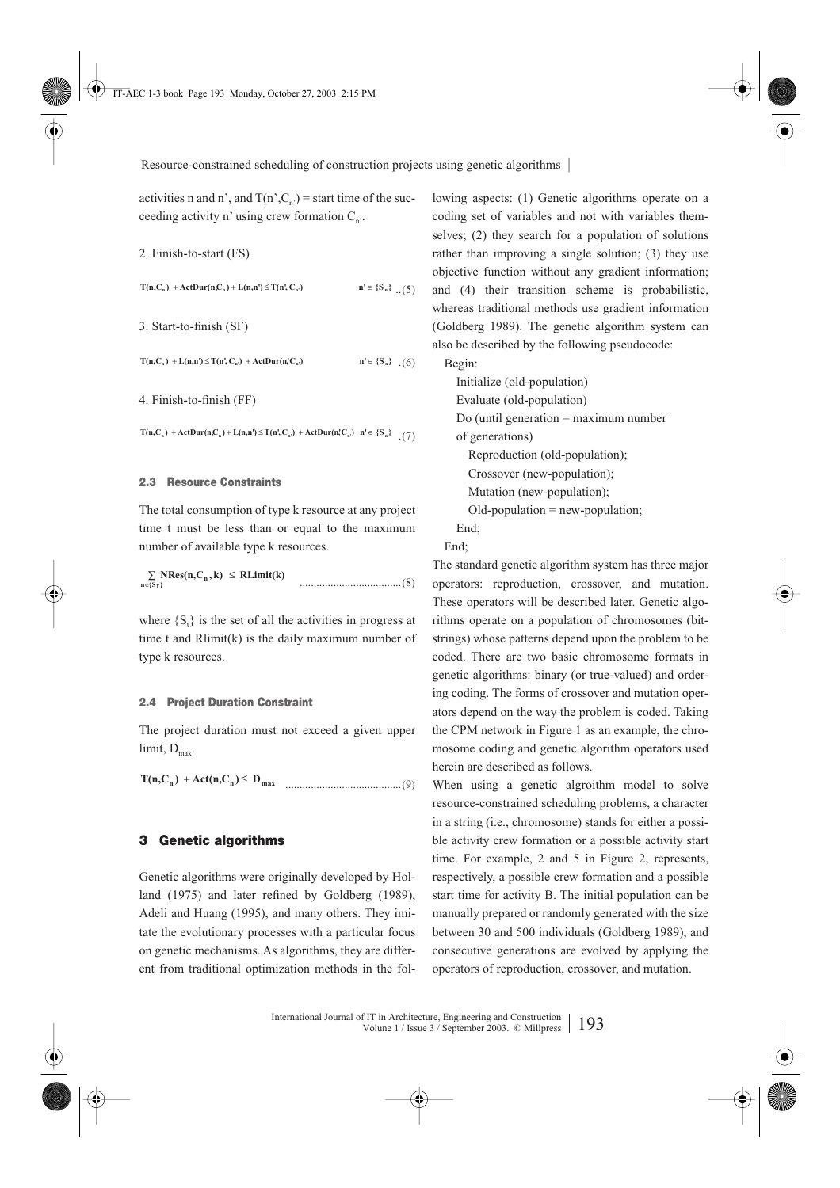activities n and n', and $T(n',C_{n'})$ = start time of the succeeding activity n' using crew formation $C_{n'}$.

2. Finish-to-start (FS)

$$T(n,C_n) + ActDur(n,C_n) + L(n,n') \leq T(n', C_{n'}) \qquad n' \in \{S_n\} \quad ..(5)$$

3. Start-to-finish (SF)

$$T(n,C_n) + L(n,n') \leq T(n', C_{n'}) + ActDur(n',C_{n'}) \qquad n' \in \{S_n\} \quad .(6)$$

4. Finish-to-finish (FF)

$$T(n,C_n) + ActDur(n,C_n) + L(n,n') \leq T(n', C_{n'}) + ActDur(n',C_{n'}) \quad n' \in \{S_n\} \quad .(7)$$

### 2.3 Resource Constraints

The total consumption of type k resource at any project time t must be less than or equal to the maximum number of available type k resources.

$$\sum_{n \in \{S_t\}} NRes(n,C_n,k) \leq RLimit(k) \quad ....................................(8)$$

where $\{S_t\}$ is the set of all the activities in progress at time t and Rlimit(k) is the daily maximum number of type k resources.

### 2.4 Project Duration Constraint

The project duration must not exceed a given upper limit, $D_{max}$.

$$T(n,C_n) + Act(n,C_n) \leq D_{max} \quad .........................................(9)$$

## 3 Genetic algorithms

Genetic algorithms were originally developed by Holland (1975) and later refined by Goldberg (1989), Adeli and Huang (1995), and many others. They imitate the evolutionary processes with a particular focus on genetic mechanisms. As algorithms, they are different from traditional optimization methods in the following aspects: (1) Genetic algorithms operate on a coding set of variables and not with variables themselves; (2) they search for a population of solutions rather than improving a single solution; (3) they use objective function without any gradient information; and (4) their transition scheme is probabilistic, whereas traditional methods use gradient information (Goldberg 1989). The genetic algorithm system can also be described by the following pseudocode:

```
Begin:
   Initialize (old-population)
   Evaluate (old-population)
   Do (until generation = maximum number
   of generations)
      Reproduction (old-population);
      Crossover (new-population);
      Mutation (new-population);
      Old-population = new-population;
   End;
End;
```

The standard genetic algorithm system has three major operators: reproduction, crossover, and mutation. These operators will be described later. Genetic algorithms operate on a population of chromosomes (bitstrings) whose patterns depend upon the problem to be coded. There are two basic chromosome formats in genetic algorithms: binary (or true-valued) and ordering coding. The forms of crossover and mutation operators depend on the way the problem is coded. Taking the CPM network in Figure 1 as an example, the chromosome coding and genetic algorithm operators used herein are described as follows.

When using a genetic algroithm model to solve resource-constrained scheduling problems, a character in a string (i.e., chromosome) stands for either a possible activity crew formation or a possible activity start time. For example, 2 and 5 in Figure 2, represents, respectively, a possible crew formation and a possible start time for activity B. The initial population can be manually prepared or randomly generated with the size between 30 and 500 individuals (Goldberg 1989), and consecutive generations are evolved by applying the operators of reproduction, crossover, and mutation.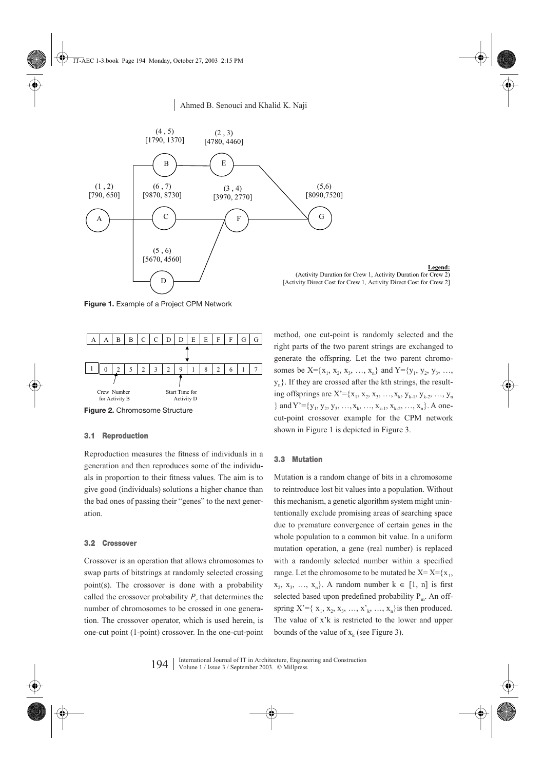**Figure 1.** Example of a Project CPM Network

| A | A | B | B | C | C | D | D | E | E | F | F | G | G |
|---|---|---|---|---|---|---|---|---|---|---|---|---|---|
| 1 0 | 2 | 5 | 2 | 3 | 2 | 9 | 1 | 8 | 2 | 6 | 1 | 7 | |

**Figure 2.** Chromosome Structure

### 3.1 Reproduction

Reproduction measures the fitness of individuals in a generation and then reproduces some of the individuals in proportion to their fitness values. The aim is to give good (individuals) solutions a higher chance than the bad ones of passing their "genes" to the next generation.

### 3.2 Crossover

Crossover is an operation that allows chromosomes to swap parts of bitstrings at randomly selected crossing point(s). The crossover is done with a probability called the crossover probability $P_c$ that determines the number of chromosomes to be crossed in one generation. The crossover operator, which is used herein, is one-cut point (1-point) crossover. In the one-cut-point method, one cut-point is randomly selected and the right parts of the two parent strings are exchanged to generate the offspring. Let the two parent chromosomes be $X=\{x_1, x_2, x_3, \ldots, x_n\}$ and $Y=\{y_1, y_2, y_3, \ldots, y_n\}$. If they are crossed after the kth strings, the resulting offsprings are $X'=\{x_1, x_2, x_3, \ldots, x_k, y_{k-1}, y_{k-2}, \ldots, y_n\}$ and $Y'=\{y_1, y_2, y_3, \ldots, y_k, \ldots, x_{k-1}, x_{k-2}, \ldots, x_n\}$. A one-cut-point crossover example for the CPM network shown in Figure 1 is depicted in Figure 3.

### 3.3 Mutation

Mutation is a random change of bits in a chromosome to reintroduce lost bit values into a population. Without this mechanism, a genetic algorithm system might unintentionally exclude promising areas of searching space due to premature convergence of certain genes in the whole population to a common bit value. In a uniform mutation operation, a gene (real number) is replaced with a randomly selected number within a specified range. Let the chromosome to be mutated be $X= X=\{x_1, x_2, x_3, \ldots, x_n\}$. A random number $k \in [1, n]$ is first selected based upon predefined probability $P_m$. An offspring $X'=\{x_1, x_2, x_3, \ldots, x'_k, \ldots, x_n\}$ is then produced. The value of $x'k$ is restricted to the lower and upper bounds of the value of $x_k$ (see Figure 3).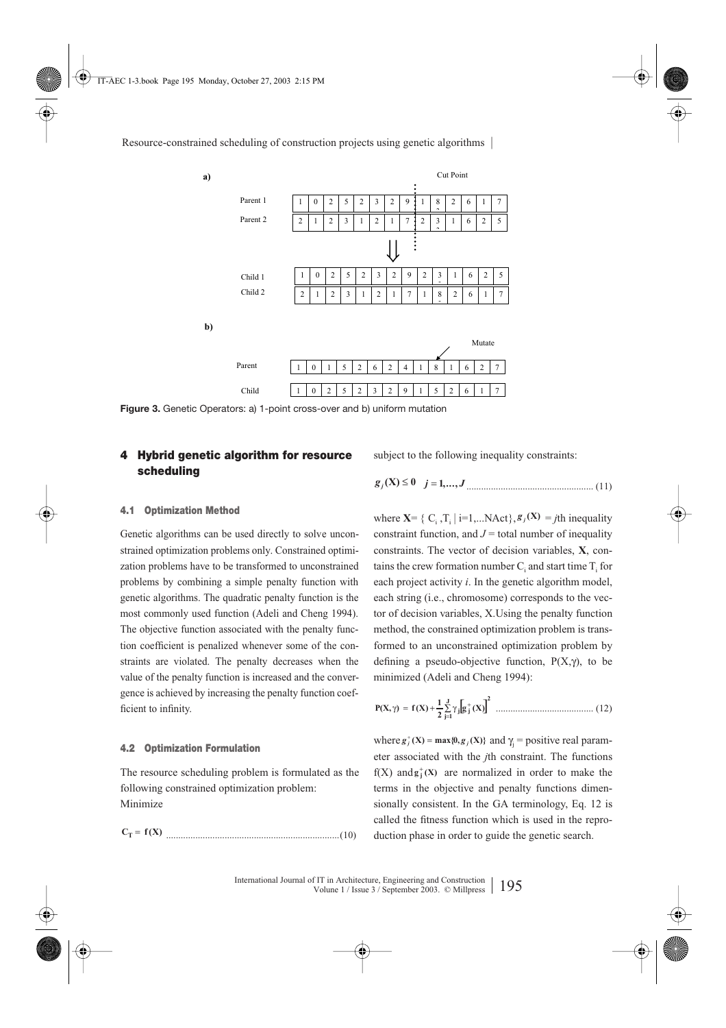**a)**

| | | | | | | | | | | | | | | |
|---|---|---|---|---|---|---|---|---|---|---|---|---|---|---|
| Parent 1 | 1 | 0 | 2 | 5 | 2 | 3 | 2 | 9 | 1 | 8 | 2 | 6 | 1 | 7 |
| Parent 2 | 2 | 1 | 2 | 3 | 1 | 2 | 1 | 7 | 2 | 3 | 1 | 6 | 2 | 5 |
| Child 1 | 1 | 0 | 2 | 5 | 2 | 3 | 2 | 9 | 2 | 3 | 1 | 6 | 2 | 5 |
| Child 2 | 2 | 1 | 2 | 3 | 1 | 2 | 1 | 7 | 1 | 8 | 2 | 6 | 1 | 7 |

Cut Point

**b)**

Mutate

| | | | | | | | | | | | | | | |
|---|---|---|---|---|---|---|---|---|---|---|---|---|---|---|
| Parent | 1 | 0 | 1 | 5 | 2 | 6 | 2 | 4 | 1 | 8 | 1 | 6 | 2 | 7 |
| Child | 1 | 0 | 2 | 5 | 2 | 3 | 2 | 9 | 1 | 5 | 2 | 6 | 1 | 7 |

**Figure 3.** Genetic Operators: a) 1-point cross-over and b) uniform mutation

## 4 Hybrid genetic algorithm for resource scheduling

### 4.1 Optimization Method

Genetic algorithms can be used directly to solve unconstrained optimization problems only. Constrained optimization problems have to be transformed to unconstrained problems by combining a simple penalty function with genetic algorithms. The quadratic penalty function is the most commonly used function (Adeli and Cheng 1994). The objective function associated with the penalty function coefficient is penalized whenever some of the constraints are violated. The penalty decreases when the value of the penalty function is increased and the convergence is achieved by increasing the penalty function coefficient to infinity.

### 4.2 Optimization Formulation

The resource scheduling problem is formulated as the following constrained optimization problem:
Minimize

$$C_T = f(X) \quad (10)$$

subject to the following inequality constraints:

$$g_j(X) \leq 0 \quad j = 1, \ldots, J \quad (11)$$

where $\mathbf{X} = \{ C_i, T_i \mid i=1,...\text{NAct}\}$, $g_j(X)$ = $j$th inequality constraint function, and $J$ = total number of inequality constraints. The vector of decision variables, **X**, contains the crew formation number $C_i$ and start time $T_i$ for each project activity $i$. In the genetic algorithm model, each string (i.e., chromosome) corresponds to the vector of decision variables, X.Using the penalty function method, the constrained optimization problem is transformed to an unconstrained optimization problem by defining a pseudo-objective function, $P(X,\gamma)$, to be minimized (Adeli and Cheng 1994):

$$P(X, \gamma) = f(X) + \frac{1}{2}\sum_{j=1}^{J}\gamma_j\left[g_j^+(X)\right]^2 \quad (12)$$

where $g_j^+(X) = \max\{0, g_j(X)\}$ and $\gamma_j$ = positive real parameter associated with the $j$th constraint. The functions $f(X)$ and $g_j^+(X)$ are normalized in order to make the terms in the objective and penalty functions dimensionally consistent. In the GA terminology, Eq. 12 is called the fitness function which is used in the reproduction phase in order to guide the genetic search.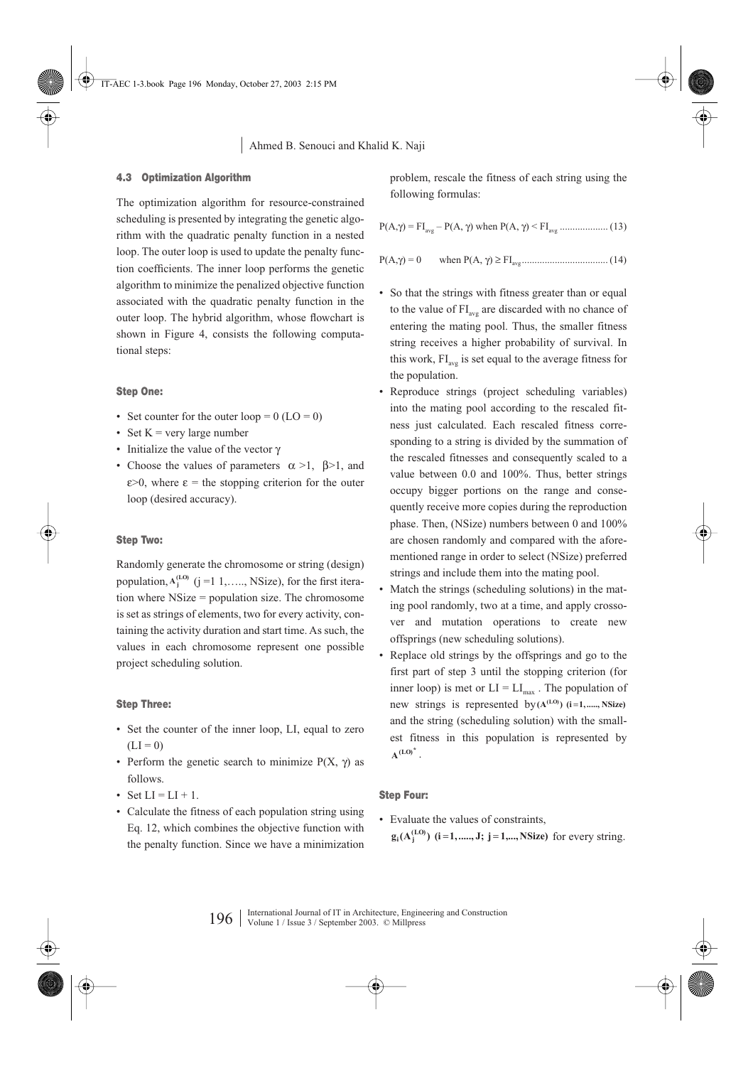### 4.3 Optimization Algorithm

The optimization algorithm for resource-constrained scheduling is presented by integrating the genetic algorithm with the quadratic penalty function in a nested loop. The outer loop is used to update the penalty function coefficients. The inner loop performs the genetic algorithm to minimize the penalized objective function associated with the quadratic penalty function in the outer loop. The hybrid algorithm, whose flowchart is shown in Figure 4, consists the following computational steps:

#### Step One:

- Set counter for the outer loop = 0 (LO = 0)
- Set K = very large number
- Initialize the value of the vector $\gamma$
- Choose the values of parameters $\alpha > 1$, $\beta > 1$, and $\varepsilon > 0$, where $\varepsilon$ = the stopping criterion for the outer loop (desired accuracy).

#### Step Two:

Randomly generate the chromosome or string (design) population, $A_j^{(LO)}$ (j =1 1,….., NSize), for the first iteration where NSize = population size. The chromosome is set as strings of elements, two for every activity, containing the activity duration and start time. As such, the values in each chromosome represent one possible project scheduling solution.

#### Step Three:

- Set the counter of the inner loop, LI, equal to zero (LI = 0)
- Perform the genetic search to minimize $P(X, \gamma)$ as follows.
- Set LI = LI + 1.
- Calculate the fitness of each population string using Eq. 12, which combines the objective function with the penalty function. Since we have a minimization problem, rescale the fitness of each string using the following formulas:

$$P(A,\gamma) = FI_{avg} - P(A, \gamma) \text{ when } P(A, \gamma) < FI_{avg} \quad (13)$$

$$P(A,\gamma) = 0 \quad \text{ when } P(A, \gamma) \geq FI_{avg} \quad (14)$$

- So that the strings with fitness greater than or equal to the value of $FI_{avg}$ are discarded with no chance of entering the mating pool. Thus, the smaller fitness string receives a higher probability of survival. In this work, $FI_{avg}$ is set equal to the average fitness for the population.
- Reproduce strings (project scheduling variables) into the mating pool according to the rescaled fitness just calculated. Each rescaled fitness corresponding to a string is divided by the summation of the rescaled fitnesses and consequently scaled to a value between 0.0 and 100%. Thus, better strings occupy bigger portions on the range and consequently receive more copies during the reproduction phase. Then, (NSize) numbers between 0 and 100% are chosen randomly and compared with the aforementioned range in order to select (NSize) preferred strings and include them into the mating pool.
- Match the strings (scheduling solutions) in the mating pool randomly, two at a time, and apply crossover and mutation operations to create new offsprings (new scheduling solutions).
- Replace old strings by the offsprings and go to the first part of step 3 until the stopping criterion (for inner loop) is met or $LI = LI_{max}$. The population of new strings is represented by $A^{(LO)}$ $(i = 1, \ldots\ldots, NSize)$ and the string (scheduling solution) with the smallest fitness in this population is represented by $A^{(LO)^*}$.

#### Step Four:

- Evaluate the values of constraints, $g_i(A_j^{(LO)})$ $(i = 1, \ldots\ldots, J;\ j = 1, \ldots, NSize)$ for every string.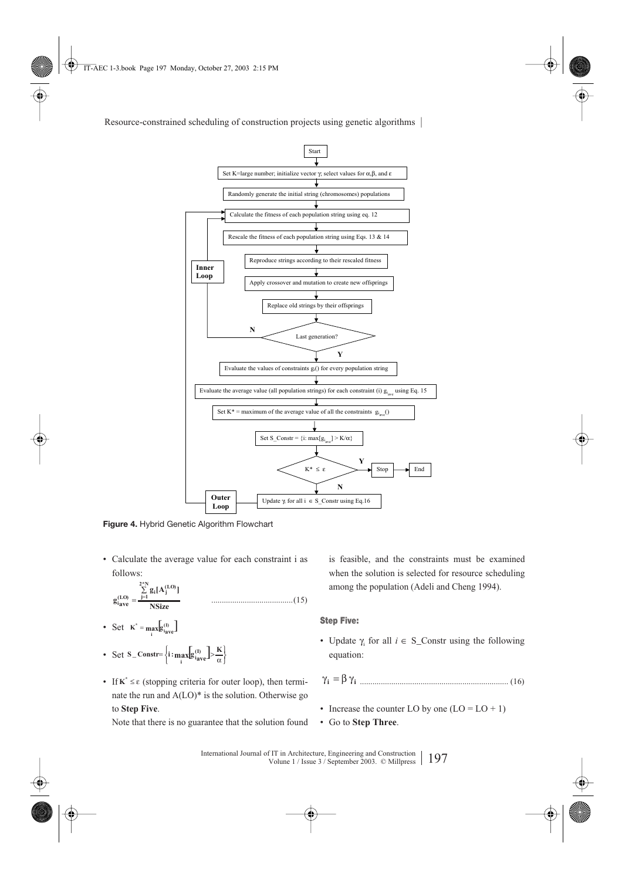Figure 4. Hybrid Genetic Algorithm Flowchart

- Calculate the average value for each constraint i as follows:

$$\mathbf{g}_{\mathbf{i}_{\mathbf{ave}}}^{(\mathbf{LO})} = \frac{\sum_{j=1}^{2^*N} \mathbf{g}_{\mathbf{i}}[\mathbf{A}_{\mathbf{j}}^{(\mathbf{LO})}]}{\mathbf{NSize}} \qquad (15)$$

- Set $K^* = \max_i \left[ g_{i_{ave}}^{(l)} \right]$
- Set $S\_Constr = \left\{ i : \max_i \left[ g_{i_{ave}}^{(l)} \right] > \frac{K}{\alpha} \right\}$
- If $K^* \le \varepsilon$ (stopping criteria for outer loop), then terminate the run and A(LO)* is the solution. Otherwise go to **Step Five**.

  Note that there is no guarantee that the solution found is feasible, and the constraints must be examined when the solution is selected for resource scheduling among the population (Adeli and Cheng 1994).

### Step Five:

- Update $\gamma_i$ for all $i \in$ S_Constr using the following equation:

$$\gamma_i = \beta \, \gamma_i \qquad (16)$$

- Increase the counter LO by one (LO = LO + 1)
- Go to **Step Three**.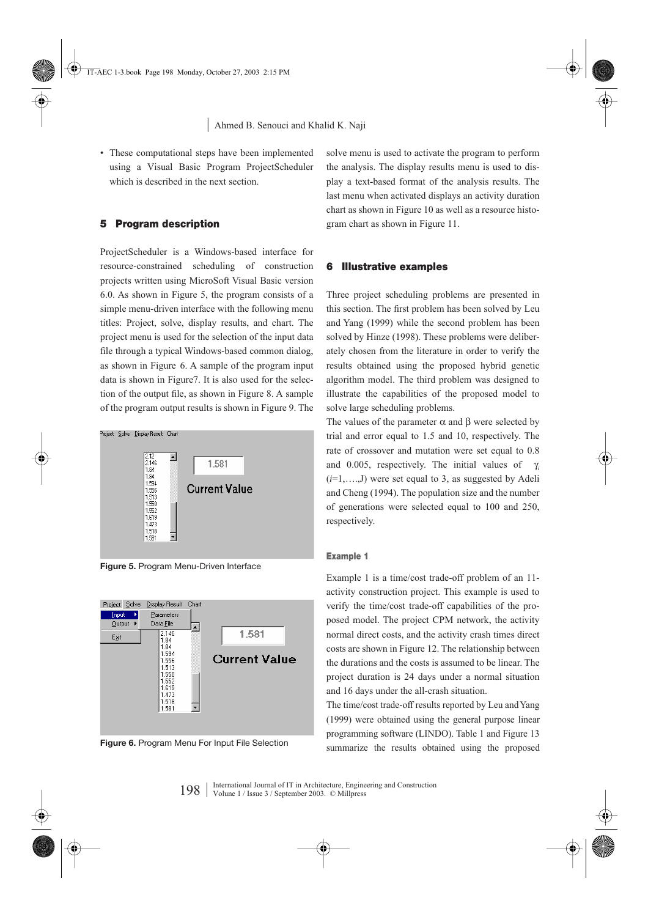- These computational steps have been implemented using a Visual Basic Program ProjectScheduler which is described in the next section.

## 5 Program description

ProjectScheduler is a Windows-based interface for resource-constrained scheduling of construction projects written using MicroSoft Visual Basic version 6.0. As shown in Figure 5, the program consists of a simple menu-driven interface with the following menu titles: Project, solve, display results, and chart. The project menu is used for the selection of the input data file through a typical Windows-based common dialog, as shown in Figure 6. A sample of the program input data is shown in Figure7. It is also used for the selection of the output file, as shown in Figure 8. A sample of the program output results is shown in Figure 9. The solve menu is used to activate the program to perform the analysis. The display results menu is used to display a text-based format of the analysis results. The last menu when activated displays an activity duration chart as shown in Figure 10 as well as a resource histogram chart as shown in Figure 11.

**Figure 5.** Program Menu-Driven Interface

**Figure 6.** Program Menu For Input File Selection

## 6 Illustrative examples

Three project scheduling problems are presented in this section. The first problem has been solved by Leu and Yang (1999) while the second problem has been solved by Hinze (1998). These problems were deliberately chosen from the literature in order to verify the results obtained using the proposed hybrid genetic algorithm model. The third problem was designed to illustrate the capabilities of the proposed model to solve large scheduling problems.

The values of the parameter $\alpha$ and $\beta$ were selected by trial and error equal to 1.5 and 10, respectively. The rate of crossover and mutation were set equal to 0.8 and 0.005, respectively. The initial values of $\gamma_i$ ($i$=1,….,J) were set equal to 3, as suggested by Adeli and Cheng (1994). The population size and the number of generations were selected equal to 100 and 250, respectively.

### Example 1

Example 1 is a time/cost trade-off problem of an 11-activity construction project. This example is used to verify the time/cost trade-off capabilities of the proposed model. The project CPM network, the activity normal direct costs, and the activity crash times direct costs are shown in Figure 12. The relationship between the durations and the costs is assumed to be linear. The project duration is 24 days under a normal situation and 16 days under the all-crash situation.

The time/cost trade-off results reported by Leu and Yang (1999) were obtained using the general purpose linear programming software (LINDO). Table 1 and Figure 13 summarize the results obtained using the proposed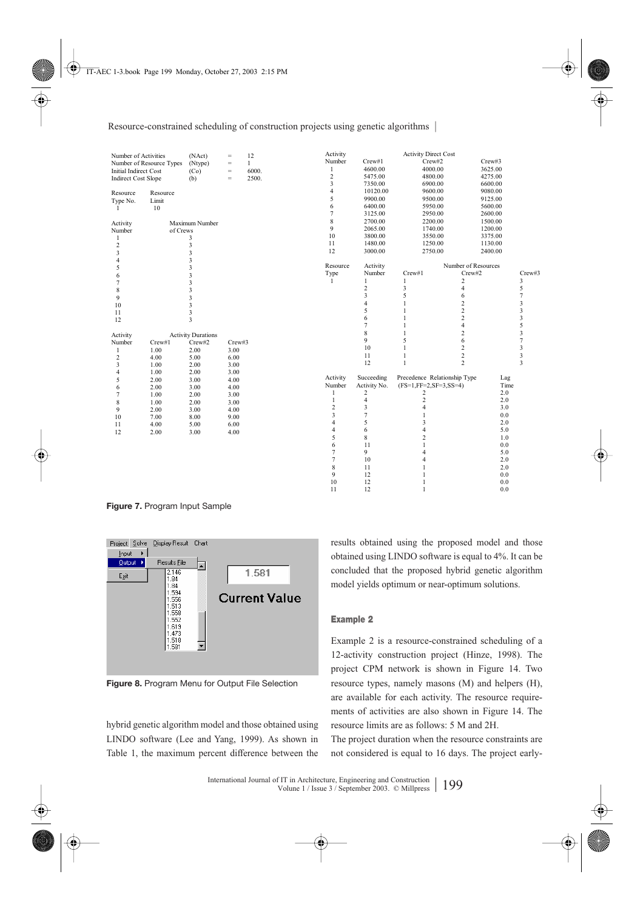Number of Activities (NAct) = 12
Number of Resource Types (Ntype) = 1
Initial Indirect Cost (Co) = 6000.
Indirect Cost Slope (b) = 2500.

| Resource Type No. | Resource Limit |
|---|---|
| 1 | 10 |

| Activity Number | Maximum Number of Crews |
|---|---|
| 1 | 3 |
| 2 | 3 |
| 3 | 3 |
| 4 | 3 |
| 5 | 3 |
| 6 | 3 |
| 7 | 3 |
| 8 | 3 |
| 9 | 3 |
| 10 | 3 |
| 11 | 3 |
| 12 | 3 |

| Activity Number | Activity Durations | | |
|---|---|---|---|
| | Crew#1 | Crew#2 | Crew#3 |
| 1 | 1.00 | 2.00 | 3.00 |
| 2 | 4.00 | 5.00 | 6.00 |
| 3 | 1.00 | 2.00 | 3.00 |
| 4 | 1.00 | 2.00 | 3.00 |
| 5 | 2.00 | 3.00 | 4.00 |
| 6 | 2.00 | 3.00 | 4.00 |
| 7 | 1.00 | 2.00 | 3.00 |
| 8 | 1.00 | 2.00 | 3.00 |
| 9 | 2.00 | 3.00 | 4.00 |
| 10 | 7.00 | 8.00 | 9.00 |
| 11 | 4.00 | 5.00 | 6.00 |
| 12 | 2.00 | 3.00 | 4.00 |

| Activity Number | Activity Direct Cost | | |
|---|---|---|---|
| | Crew#1 | Crew#2 | Crew#3 |
| 1 | 4600.00 | 4000.00 | 3625.00 |
| 2 | 5475.00 | 4800.00 | 4275.00 |
| 3 | 7350.00 | 6900.00 | 6600.00 |
| 4 | 10120.00 | 9600.00 | 9080.00 |
| 5 | 9900.00 | 9500.00 | 9125.00 |
| 6 | 6400.00 | 5950.00 | 5600.00 |
| 7 | 3125.00 | 2950.00 | 2600.00 |
| 8 | 2700.00 | 2200.00 | 1500.00 |
| 9 | 2065.00 | 1740.00 | 1200.00 |
| 10 | 3800.00 | 3550.00 | 3375.00 |
| 11 | 1480.00 | 1250.00 | 1130.00 |
| 12 | 3000.00 | 2750.00 | 2400.00 |

| Resource Type | Activity Number | Number of Resources | | |
|---|---|---|---|---|
| | | Crew#1 | Crew#2 | Crew#3 |
| 1 | 1 | 1 | 2 | 3 |
| | 2 | 3 | 4 | 5 |
| | 3 | 5 | 6 | 7 |
| | 4 | 1 | 2 | 3 |
| | 5 | 1 | 2 | 3 |
| | 6 | 1 | 2 | 3 |
| | 7 | 1 | 4 | 5 |
| | 8 | 1 | 2 | 3 |
| | 9 | 5 | 6 | 7 |
| | 10 | 1 | 2 | 3 |
| | 11 | 1 | 2 | 3 |
| | 12 | 1 | 2 | 3 |

| Activity Number | Succeeding Activity No. | Precedence Relationship Type (FS=1,FF=2,SF=3,SS=4) | Lag Time |
|---|---|---|---|
| 1 | 2 | 2 | 2.0 |
| 1 | 4 | 2 | 2.0 |
| 2 | 3 | 4 | 3.0 |
| 3 | 7 | 1 | 0.0 |
| 4 | 5 | 3 | 2.0 |
| 4 | 6 | 4 | 5.0 |
| 5 | 8 | 2 | 1.0 |
| 6 | 11 | 1 | 0.0 |
| 7 | 9 | 4 | 5.0 |
| 7 | 10 | 4 | 2.0 |
| 8 | 11 | 1 | 2.0 |
| 9 | 12 | 1 | 0.0 |
| 10 | 12 | 1 | 0.0 |
| 11 | 12 | 1 | 0.0 |

**Figure 7.** Program Input Sample

Project Solve Display Result Chart
Input
Output → Results File
Exit

2.146
1.84
1.84
1.594
1.556
1.513
1.558
1.552
1.619
1.473
1.518
1.581

1.581
Current Value

**Figure 8.** Program Menu for Output File Selection

hybrid genetic algorithm model and those obtained using LINDO software (Lee and Yang, 1999). As shown in Table 1, the maximum percent difference between the results obtained using the proposed model and those obtained using LINDO software is equal to 4%. It can be concluded that the proposed hybrid genetic algorithm model yields optimum or near-optimum solutions.

### Example 2

Example 2 is a resource-constrained scheduling of a 12-activity construction project (Hinze, 1998). The project CPM network is shown in Figure 14. Two resource types, namely masons (M) and helpers (H), are available for each activity. The resource requirements of activities are also shown in Figure 14. The resource limits are as follows: 5 M and 2H.

The project duration when the resource constraints are not considered is equal to 16 days. The project early-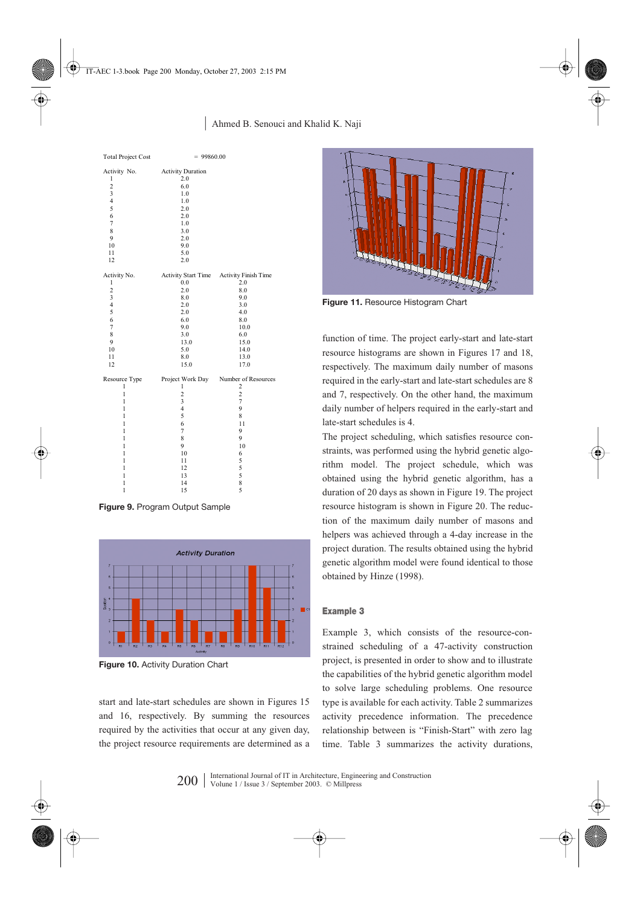Total Project Cost = 99860.00

| Activity No. | Activity Duration |
|---|---|
| 1 | 2.0 |
| 2 | 6.0 |
| 3 | 1.0 |
| 4 | 1.0 |
| 5 | 2.0 |
| 6 | 2.0 |
| 7 | 1.0 |
| 8 | 3.0 |
| 9 | 2.0 |
| 10 | 9.0 |
| 11 | 5.0 |
| 12 | 2.0 |

| Activity No. | Activity Start Time | Activity Finish Time |
|---|---|---|
| 1 | 0.0 | 2.0 |
| 2 | 2.0 | 8.0 |
| 3 | 8.0 | 9.0 |
| 4 | 2.0 | 3.0 |
| 5 | 2.0 | 4.0 |
| 6 | 6.0 | 8.0 |
| 7 | 9.0 | 10.0 |
| 8 | 3.0 | 6.0 |
| 9 | 13.0 | 15.0 |
| 10 | 5.0 | 14.0 |
| 11 | 8.0 | 13.0 |
| 12 | 15.0 | 17.0 |

| Resource Type | Project Work Day | Number of Resources |
|---|---|---|
| 1 | 1 | 2 |
| 1 | 2 | 2 |
| 1 | 3 | 7 |
| 1 | 4 | 9 |
| 1 | 5 | 8 |
| 1 | 6 | 11 |
| 1 | 7 | 9 |
| 1 | 8 | 9 |
| 1 | 9 | 10 |
| 1 | 10 | 6 |
| 1 | 11 | 5 |
| 1 | 12 | 5 |
| 1 | 13 | 5 |
| 1 | 14 | 8 |
| 1 | 15 | 5 |

**Figure 9.** Program Output Sample

**Figure 10.** Activity Duration Chart

start and late-start schedules are shown in Figures 15 and 16, respectively. By summing the resources required by the activities that occur at any given day, the project resource requirements are determined as a function of time. The project early-start and late-start resource histograms are shown in Figures 17 and 18, respectively. The maximum daily number of masons required in the early-start and late-start schedules are 8 and 7, respectively. On the other hand, the maximum daily number of helpers required in the early-start and late-start schedules is 4.

**Figure 11.** Resource Histogram Chart

The project scheduling, which satisfies resource constraints, was performed using the hybrid genetic algorithm model. The project schedule, which was obtained using the hybrid genetic algorithm, has a duration of 20 days as shown in Figure 19. The project resource histogram is shown in Figure 20. The reduction of the maximum daily number of masons and helpers was achieved through a 4-day increase in the project duration. The results obtained using the hybrid genetic algorithm model were found identical to those obtained by Hinze (1998).

### Example 3

Example 3, which consists of the resource-constrained scheduling of a 47-activity construction project, is presented in order to show and to illustrate the capabilities of the hybrid genetic algorithm model to solve large scheduling problems. One resource type is available for each activity. Table 2 summarizes activity precedence information. The precedence relationship between is "Finish-Start" with zero lag time. Table 3 summarizes the activity durations,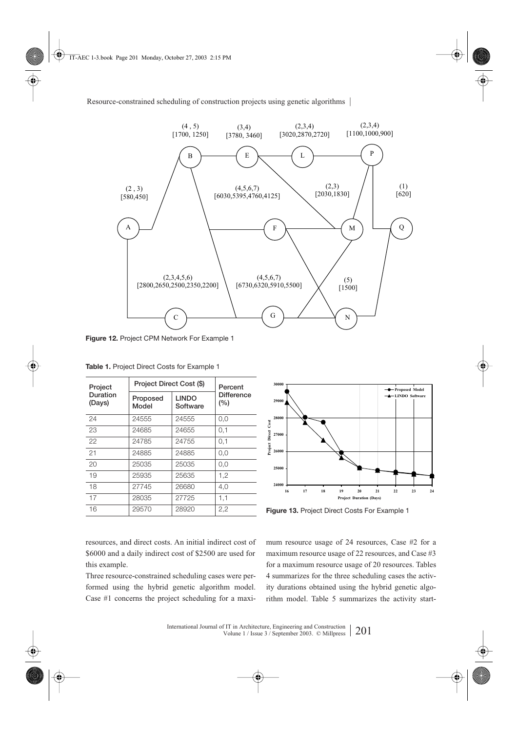Figure 12. Project CPM Network For Example 1

Table 1. Project Direct Costs for Example 1

| Project Duration (Days) | Project Direct Cost ($) | | Percent Difference (%) |
|---|---|---|---|
| | Proposed Model | LINDO Software | |
| 24 | 24555 | 24555 | 0,0 |
| 23 | 24685 | 24655 | 0,1 |
| 22 | 24785 | 24755 | 0,1 |
| 21 | 24885 | 24885 | 0,0 |
| 20 | 25035 | 25035 | 0,0 |
| 19 | 25935 | 25635 | 1,2 |
| 18 | 27745 | 26680 | 4,0 |
| 17 | 28035 | 27725 | 1,1 |
| 16 | 29570 | 28920 | 2,2 |

Figure 13. Project Direct Costs For Example 1

resources, and direct costs. An initial indirect cost of $6000 and a daily indirect cost of $2500 are used for this example.

Three resource-constrained scheduling cases were performed using the hybrid genetic algorithm model. Case #1 concerns the project scheduling for a maximum resource usage of 24 resources, Case #2 for a maximum resource usage of 22 resources, and Case #3 for a maximum resource usage of 20 resources. Tables 4 summarizes for the three scheduling cases the activity durations obtained using the hybrid genetic algorithm model. Table 5 summarizes the activity start-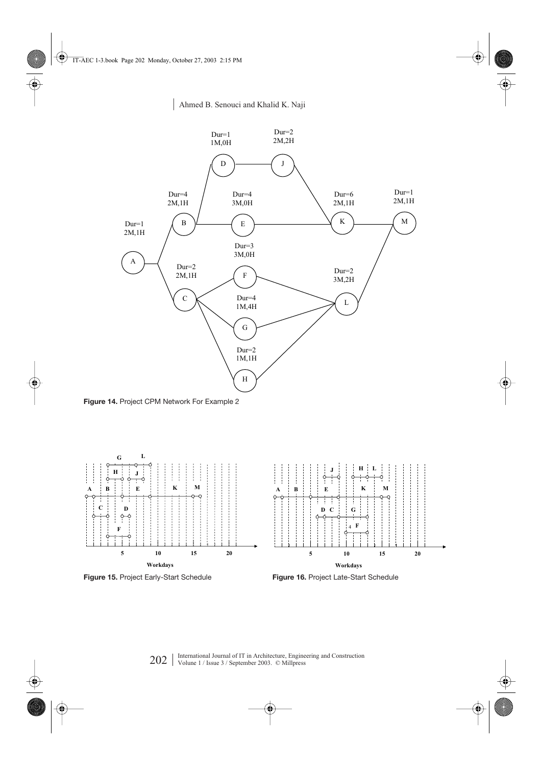Figure 14. Project CPM Network For Example 2

Figure 15. Project Early-Start Schedule

Figure 16. Project Late-Start Schedule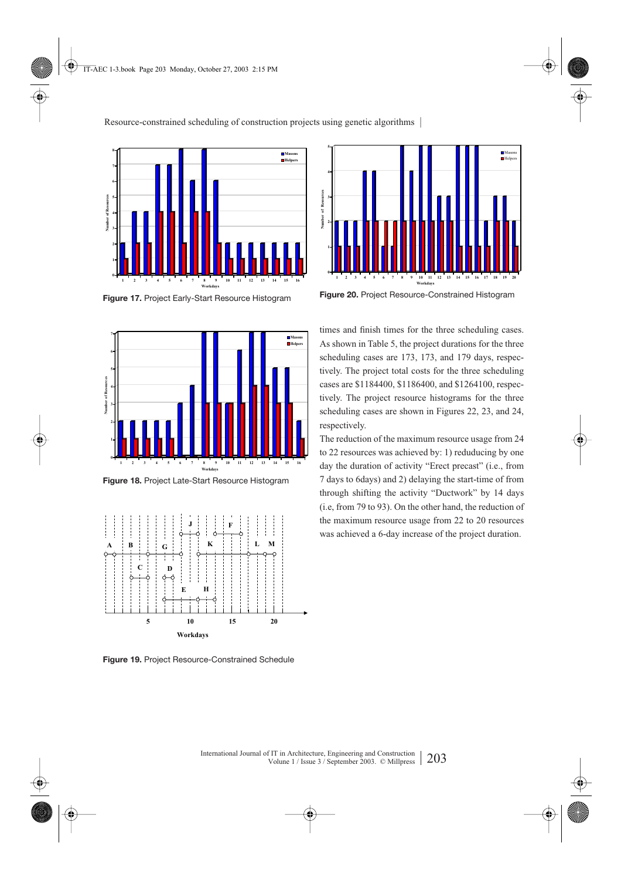**Figure 17.** Project Early-Start Resource Histogram

**Figure 20.** Project Resource-Constrained Histogram

**Figure 18.** Project Late-Start Resource Histogram

**Figure 19.** Project Resource-Constrained Schedule

times and finish times for the three scheduling cases. As shown in Table 5, the project durations for the three scheduling cases are 173, 173, and 179 days, respectively. The project total costs for the three scheduling cases are $1184400, $1186400, and $1264100, respectively. The project resource histograms for the three scheduling cases are shown in Figures 22, 23, and 24, respectively.

The reduction of the maximum resource usage from 24 to 22 resources was achieved by: 1) reduducing by one day the duration of activity "Erect precast" (i.e., from 7 days to 6days) and 2) delaying the start-time of from through shifting the activity "Ductwork" by 14 days (i.e, from 79 to 93). On the other hand, the reduction of the maximum resource usage from 22 to 20 resources was achieved a 6-day increase of the project duration.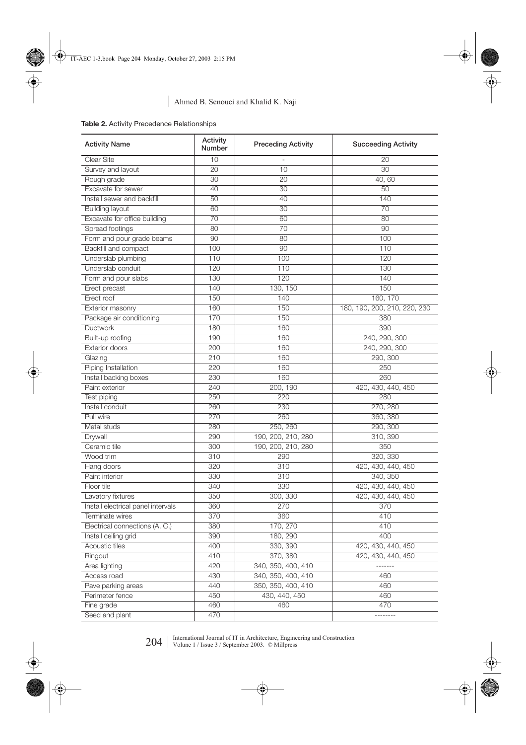**Table 2.** Activity Precedence Relationships

| Activity Name | Activity Number | Preceding Activity | Succeeding Activity |
|---|---|---|---|
| Clear Site | 10 | - | 20 |
| Survey and layout | 20 | 10 | 30 |
| Rough grade | 30 | 20 | 40, 60 |
| Excavate for sewer | 40 | 30 | 50 |
| Install sewer and backfill | 50 | 40 | 140 |
| Building layout | 60 | 30 | 70 |
| Excavate for office building | 70 | 60 | 80 |
| Spread footings | 80 | 70 | 90 |
| Form and pour grade beams | 90 | 80 | 100 |
| Backfill and compact | 100 | 90 | 110 |
| Underslab plumbing | 110 | 100 | 120 |
| Underslab conduit | 120 | 110 | 130 |
| Form and pour slabs | 130 | 120 | 140 |
| Erect precast | 140 | 130, 150 | 150 |
| Erect roof | 150 | 140 | 160, 170 |
| Exterior masonry | 160 | 150 | 180, 190, 200, 210, 220, 230 |
| Package air conditioning | 170 | 150 | 380 |
| Ductwork | 180 | 160 | 390 |
| Built-up roofing | 190 | 160 | 240, 290, 300 |
| Exterior doors | 200 | 160 | 240, 290, 300 |
| Glazing | 210 | 160 | 290, 300 |
| Piping Installation | 220 | 160 | 250 |
| Install backing boxes | 230 | 160 | 260 |
| Paint exterior | 240 | 200, 190 | 420, 430, 440, 450 |
| Test piping | 250 | 220 | 280 |
| Install conduit | 260 | 230 | 270, 280 |
| Pull wire | 270 | 260 | 360, 380 |
| Metal studs | 280 | 250, 260 | 290, 300 |
| Drywall | 290 | 190, 200, 210, 280 | 310, 390 |
| Ceramic tile | 300 | 190, 200, 210, 280 | 350 |
| Wood trim | 310 | 290 | 320, 330 |
| Hang doors | 320 | 310 | 420, 430, 440, 450 |
| Paint interior | 330 | 310 | 340, 350 |
| Floor tile | 340 | 330 | 420, 430, 440, 450 |
| Lavatory fixtures | 350 | 300, 330 | 420, 430, 440, 450 |
| Install electrical panel intervals | 360 | 270 | 370 |
| Terminate wires | 370 | 360 | 410 |
| Electrical connections (A. C.) | 380 | 170, 270 | 410 |
| Install ceiling grid | 390 | 180, 290 | 400 |
| Acoustic tiles | 400 | 330, 390 | 420, 430, 440, 450 |
| Ringout | 410 | 370, 380 | 420, 430, 440, 450 |
| Area lighting | 420 | 340, 350, 400, 410 | ------- |
| Access road | 430 | 340, 350, 400, 410 | 460 |
| Pave parking areas | 440 | 350, 350, 400, 410 | 460 |
| Perimeter fence | 450 | 430, 440, 450 | 460 |
| Fine grade | 460 | 460 | 470 |
| Seed and plant | 470 | | -------- |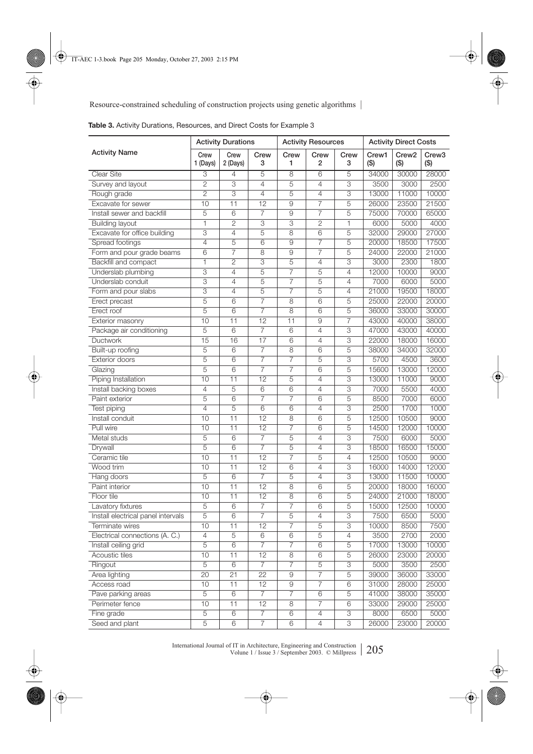**Table 3.** Activity Durations, Resources, and Direct Costs for Example 3

| Activity Name | Activity Durations | | | Activity Resources | | | Activity Direct Costs | | |
|---|---|---|---|---|---|---|---|---|---|
| | Crew 1 (Days) | Crew 2 (Days) | Crew 3 | Crew 1 | Crew 2 | Crew 3 | Crew1 ($) | Crew2 ($) | Crew3 ($) |
| Clear Site | 3 | 4 | 5 | 8 | 6 | 5 | 34000 | 30000 | 28000 |
| Survey and layout | 2 | 3 | 4 | 5 | 4 | 3 | 3500 | 3000 | 2500 |
| Rough grade | 2 | 3 | 4 | 5 | 4 | 3 | 13000 | 11000 | 10000 |
| Excavate for sewer | 10 | 11 | 12 | 9 | 7 | 5 | 26000 | 23500 | 21500 |
| Install sewer and backfill | 5 | 6 | 7 | 9 | 7 | 5 | 75000 | 70000 | 65000 |
| Building layout | 1 | 2 | 3 | 3 | 2 | 1 | 6000 | 5000 | 4000 |
| Excavate for office building | 3 | 4 | 5 | 8 | 6 | 5 | 32000 | 29000 | 27000 |
| Spread footings | 4 | 5 | 6 | 9 | 7 | 5 | 20000 | 18500 | 17500 |
| Form and pour grade beams | 6 | 7 | 8 | 9 | 7 | 5 | 24000 | 22000 | 21000 |
| Backfill and compact | 1 | 2 | 3 | 5 | 4 | 3 | 3000 | 2300 | 1800 |
| Underslab plumbing | 3 | 4 | 5 | 7 | 5 | 4 | 12000 | 10000 | 9000 |
| Underslab conduit | 3 | 4 | 5 | 7 | 5 | 4 | 7000 | 6000 | 5000 |
| Form and pour slabs | 3 | 4 | 5 | 7 | 5 | 4 | 21000 | 19500 | 18000 |
| Erect precast | 5 | 6 | 7 | 8 | 6 | 5 | 25000 | 22000 | 20000 |
| Erect roof | 5 | 6 | 7 | 8 | 6 | 5 | 36000 | 33000 | 30000 |
| Exterior masonry | 10 | 11 | 12 | 11 | 9 | 7 | 43000 | 40000 | 38000 |
| Package air conditioning | 5 | 6 | 7 | 6 | 4 | 3 | 47000 | 43000 | 40000 |
| Ductwork | 15 | 16 | 17 | 6 | 4 | 3 | 22000 | 18000 | 16000 |
| Built-up roofing | 5 | 6 | 7 | 8 | 6 | 5 | 38000 | 34000 | 32000 |
| Exterior doors | 5 | 6 | 7 | 7 | 5 | 3 | 5700 | 4500 | 3600 |
| Glazing | 5 | 6 | 7 | 7 | 6 | 5 | 15600 | 13000 | 12000 |
| Piping Installation | 10 | 11 | 12 | 5 | 4 | 3 | 13000 | 11000 | 9000 |
| Install backing boxes | 4 | 5 | 6 | 6 | 4 | 3 | 7000 | 5500 | 4000 |
| Paint exterior | 5 | 6 | 7 | 7 | 6 | 5 | 8500 | 7000 | 6000 |
| Test piping | 4 | 5 | 6 | 6 | 4 | 3 | 2500 | 1700 | 1000 |
| Install conduit | 10 | 11 | 12 | 8 | 6 | 5 | 12500 | 10500 | 9000 |
| Pull wire | 10 | 11 | 12 | 7 | 6 | 5 | 14500 | 12000 | 10000 |
| Metal studs | 5 | 6 | 7 | 5 | 4 | 3 | 7500 | 6000 | 5000 |
| Drywall | 5 | 6 | 7 | 5 | 4 | 3 | 18500 | 16500 | 15000 |
| Ceramic tile | 10 | 11 | 12 | 7 | 5 | 4 | 12500 | 10500 | 9000 |
| Wood trim | 10 | 11 | 12 | 6 | 4 | 3 | 16000 | 14000 | 12000 |
| Hang doors | 5 | 6 | 7 | 5 | 4 | 3 | 13000 | 11500 | 10000 |
| Paint interior | 10 | 11 | 12 | 8 | 6 | 5 | 20000 | 18000 | 16000 |
| Floor tile | 10 | 11 | 12 | 8 | 6 | 5 | 24000 | 21000 | 18000 |
| Lavatory fixtures | 5 | 6 | 7 | 7 | 6 | 5 | 15000 | 12500 | 10000 |
| Install electrical panel intervals | 5 | 6 | 7 | 5 | 4 | 3 | 7500 | 6500 | 5000 |
| Terminate wires | 10 | 11 | 12 | 7 | 5 | 3 | 10000 | 8500 | 7500 |
| Electrical connections (A. C.) | 4 | 5 | 6 | 6 | 5 | 4 | 3500 | 2700 | 2000 |
| Install ceiling grid | 5 | 6 | 7 | 7 | 6 | 5 | 17000 | 13000 | 10000 |
| Acoustic tiles | 10 | 11 | 12 | 8 | 6 | 5 | 26000 | 23000 | 20000 |
| Ringout | 5 | 6 | 7 | 7 | 5 | 3 | 5000 | 3500 | 2500 |
| Area lighting | 20 | 21 | 22 | 9 | 7 | 5 | 39000 | 36000 | 33000 |
| Access road | 10 | 11 | 12 | 9 | 7 | 6 | 31000 | 28000 | 25000 |
| Pave parking areas | 5 | 6 | 7 | 7 | 6 | 5 | 41000 | 38000 | 35000 |
| Perimeter fence | 10 | 11 | 12 | 8 | 7 | 6 | 33000 | 29000 | 25000 |
| Fine grade | 5 | 6 | 7 | 6 | 4 | 3 | 8000 | 6500 | 5000 |
| Seed and plant | 5 | 6 | 7 | 6 | 4 | 3 | 26000 | 23000 | 20000 |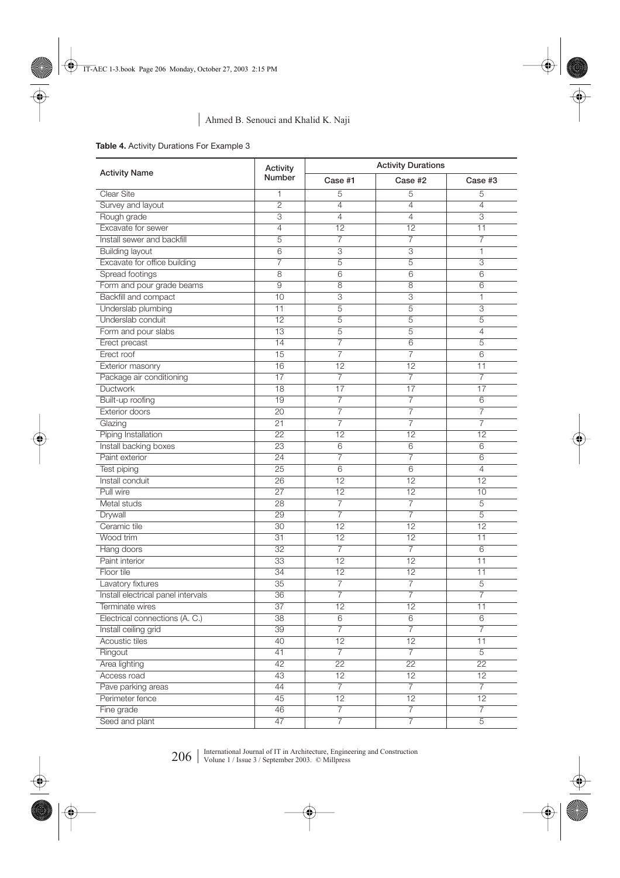**Table 4.** Activity Durations For Example 3

| Activity Name | Activity Number | Activity Durations | | |
|---|---|---|---|---|
| | | Case #1 | Case #2 | Case #3 |
| Clear Site | 1 | 5 | 5 | 5 |
| Survey and layout | 2 | 4 | 4 | 4 |
| Rough grade | 3 | 4 | 4 | 3 |
| Excavate for sewer | 4 | 12 | 12 | 11 |
| Install sewer and backfill | 5 | 7 | 7 | 7 |
| Building layout | 6 | 3 | 3 | 1 |
| Excavate for office building | 7 | 5 | 5 | 3 |
| Spread footings | 8 | 6 | 6 | 6 |
| Form and pour grade beams | 9 | 8 | 8 | 6 |
| Backfill and compact | 10 | 3 | 3 | 1 |
| Underslab plumbing | 11 | 5 | 5 | 3 |
| Underslab conduit | 12 | 5 | 5 | 5 |
| Form and pour slabs | 13 | 5 | 5 | 4 |
| Erect precast | 14 | 7 | 6 | 5 |
| Erect roof | 15 | 7 | 7 | 6 |
| Exterior masonry | 16 | 12 | 12 | 11 |
| Package air conditioning | 17 | 7 | 7 | 7 |
| Ductwork | 18 | 17 | 17 | 17 |
| Built-up roofing | 19 | 7 | 7 | 6 |
| Exterior doors | 20 | 7 | 7 | 7 |
| Glazing | 21 | 7 | 7 | 7 |
| Piping Installation | 22 | 12 | 12 | 12 |
| Install backing boxes | 23 | 6 | 6 | 6 |
| Paint exterior | 24 | 7 | 7 | 6 |
| Test piping | 25 | 6 | 6 | 4 |
| Install conduit | 26 | 12 | 12 | 12 |
| Pull wire | 27 | 12 | 12 | 10 |
| Metal studs | 28 | 7 | 7 | 5 |
| Drywall | 29 | 7 | 7 | 5 |
| Ceramic tile | 30 | 12 | 12 | 12 |
| Wood trim | 31 | 12 | 12 | 11 |
| Hang doors | 32 | 7 | 7 | 6 |
| Paint interior | 33 | 12 | 12 | 11 |
| Floor tile | 34 | 12 | 12 | 11 |
| Lavatory fixtures | 35 | 7 | 7 | 5 |
| Install electrical panel intervals | 36 | 7 | 7 | 7 |
| Terminate wires | 37 | 12 | 12 | 11 |
| Electrical connections (A. C.) | 38 | 6 | 6 | 6 |
| Install ceiling grid | 39 | 7 | 7 | 7 |
| Acoustic tiles | 40 | 12 | 12 | 11 |
| Ringout | 41 | 7 | 7 | 5 |
| Area lighting | 42 | 22 | 22 | 22 |
| Access road | 43 | 12 | 12 | 12 |
| Pave parking areas | 44 | 7 | 7 | 7 |
| Perimeter fence | 45 | 12 | 12 | 12 |
| Fine grade | 46 | 7 | 7 | 7 |
| Seed and plant | 47 | 7 | 7 | 5 |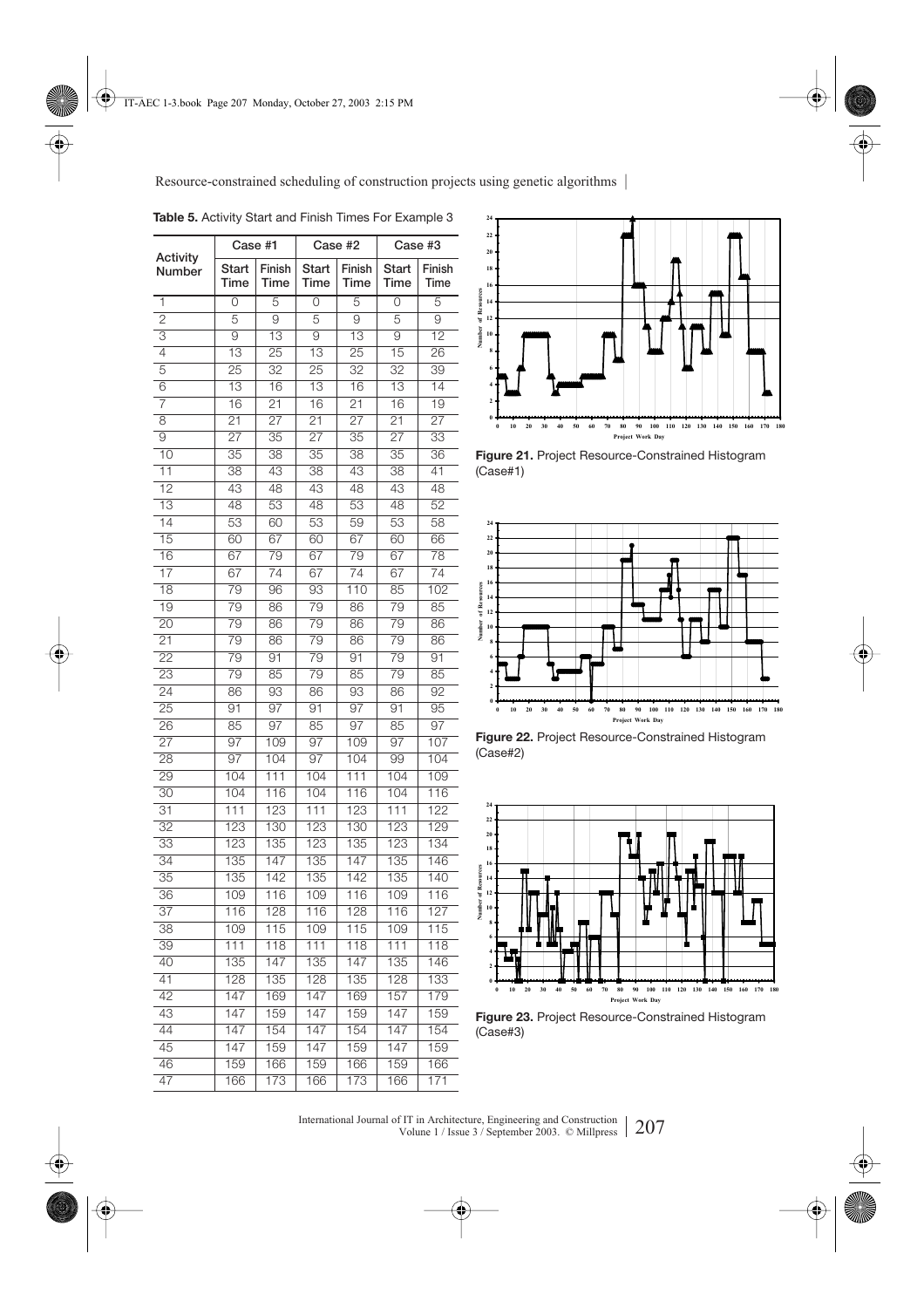**Table 5.** Activity Start and Finish Times For Example 3

| Activity Number | Case #1 | | Case #2 | | Case #3 | |
|---|---|---|---|---|---|---|
| | Start Time | Finish Time | Start Time | Finish Time | Start Time | Finish Time |
| 1 | 0 | 5 | 0 | 5 | 0 | 5 |
| 2 | 5 | 9 | 5 | 9 | 5 | 9 |
| 3 | 9 | 13 | 9 | 13 | 9 | 12 |
| 4 | 13 | 25 | 13 | 25 | 15 | 26 |
| 5 | 25 | 32 | 25 | 32 | 32 | 39 |
| 6 | 13 | 16 | 13 | 16 | 13 | 14 |
| 7 | 16 | 21 | 16 | 21 | 16 | 19 |
| 8 | 21 | 27 | 21 | 27 | 21 | 27 |
| 9 | 27 | 35 | 27 | 35 | 27 | 33 |
| 10 | 35 | 38 | 35 | 38 | 35 | 36 |
| 11 | 38 | 43 | 38 | 43 | 38 | 41 |
| 12 | 43 | 48 | 43 | 48 | 43 | 48 |
| 13 | 48 | 53 | 48 | 53 | 48 | 52 |
| 14 | 53 | 60 | 53 | 59 | 53 | 58 |
| 15 | 60 | 67 | 60 | 67 | 60 | 66 |
| 16 | 67 | 79 | 67 | 79 | 67 | 78 |
| 17 | 67 | 74 | 67 | 74 | 67 | 74 |
| 18 | 79 | 96 | 93 | 110 | 85 | 102 |
| 19 | 79 | 86 | 79 | 86 | 79 | 85 |
| 20 | 79 | 86 | 79 | 86 | 79 | 86 |
| 21 | 79 | 86 | 79 | 86 | 79 | 86 |
| 22 | 79 | 91 | 79 | 91 | 79 | 91 |
| 23 | 79 | 85 | 79 | 85 | 79 | 85 |
| 24 | 86 | 93 | 86 | 93 | 86 | 92 |
| 25 | 91 | 97 | 91 | 97 | 91 | 95 |
| 26 | 85 | 97 | 85 | 97 | 85 | 97 |
| 27 | 97 | 109 | 97 | 109 | 97 | 107 |
| 28 | 97 | 104 | 97 | 104 | 99 | 104 |
| 29 | 104 | 111 | 104 | 111 | 104 | 109 |
| 30 | 104 | 116 | 104 | 116 | 104 | 116 |
| 31 | 111 | 123 | 111 | 123 | 111 | 122 |
| 32 | 123 | 130 | 123 | 130 | 123 | 129 |
| 33 | 123 | 135 | 123 | 135 | 123 | 134 |
| 34 | 135 | 147 | 135 | 147 | 135 | 146 |
| 35 | 135 | 142 | 135 | 142 | 135 | 140 |
| 36 | 109 | 116 | 109 | 116 | 109 | 116 |
| 37 | 116 | 128 | 116 | 128 | 116 | 127 |
| 38 | 109 | 115 | 109 | 115 | 109 | 115 |
| 39 | 111 | 118 | 111 | 118 | 111 | 118 |
| 40 | 135 | 147 | 135 | 147 | 135 | 146 |
| 41 | 128 | 135 | 128 | 135 | 128 | 133 |
| 42 | 147 | 169 | 147 | 169 | 157 | 179 |
| 43 | 147 | 159 | 147 | 159 | 147 | 159 |
| 44 | 147 | 154 | 147 | 154 | 147 | 154 |
| 45 | 147 | 159 | 147 | 159 | 147 | 159 |
| 46 | 159 | 166 | 159 | 166 | 159 | 166 |
| 47 | 166 | 173 | 166 | 173 | 166 | 171 |

**Figure 21.** Project Resource-Constrained Histogram (Case#1)

**Figure 22.** Project Resource-Constrained Histogram (Case#2)

**Figure 23.** Project Resource-Constrained Histogram (Case#3)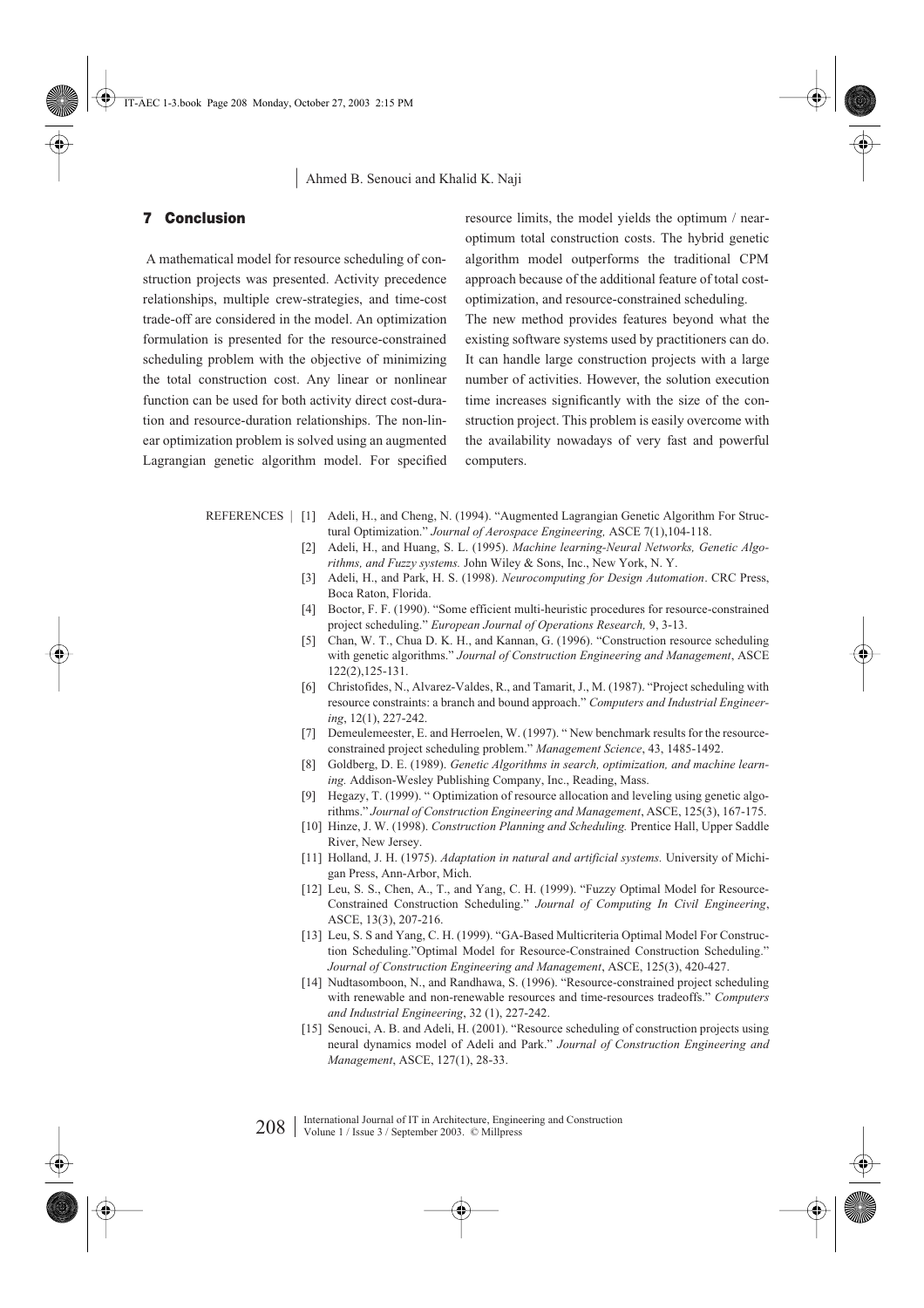## 7 Conclusion

A mathematical model for resource scheduling of construction projects was presented. Activity precedence relationships, multiple crew-strategies, and time-cost trade-off are considered in the model. An optimization formulation is presented for the resource-constrained scheduling problem with the objective of minimizing the total construction cost. Any linear or nonlinear function can be used for both activity direct cost-duration and resource-duration relationships. The non-linear optimization problem is solved using an augmented Lagrangian genetic algorithm model. For specified resource limits, the model yields the optimum / near-optimum total construction costs. The hybrid genetic algorithm model outperforms the traditional CPM approach because of the additional feature of total cost-optimization, and resource-constrained scheduling.

The new method provides features beyond what the existing software systems used by practitioners can do. It can handle large construction projects with a large number of activities. However, the solution execution time increases significantly with the size of the construction project. This problem is easily overcome with the availability nowadays of very fast and powerful computers.

## REFERENCES

[1] Adeli, H., and Cheng, N. (1994). "Augmented Lagrangian Genetic Algorithm For Structural Optimization." *Journal of Aerospace Engineering,* ASCE 7(1),104-118.

[2] Adeli, H., and Huang, S. L. (1995). *Machine learning-Neural Networks, Genetic Algorithms, and Fuzzy systems.* John Wiley & Sons, Inc., New York, N. Y.

[3] Adeli, H., and Park, H. S. (1998). *Neurocomputing for Design Automation*. CRC Press, Boca Raton, Florida.

[4] Boctor, F. F. (1990). "Some efficient multi-heuristic procedures for resource-constrained project scheduling." *European Journal of Operations Research,* 9, 3-13.

[5] Chan, W. T., Chua D. K. H., and Kannan, G. (1996). "Construction resource scheduling with genetic algorithms." *Journal of Construction Engineering and Management*, ASCE 122(2),125-131.

[6] Christofides, N., Alvarez-Valdes, R., and Tamarit, J., M. (1987). "Project scheduling with resource constraints: a branch and bound approach." *Computers and Industrial Engineering*, 12(1), 227-242.

[7] Demeulemeester, E. and Herroelen, W. (1997). " New benchmark results for the resource-constrained project scheduling problem." *Management Science*, 43, 1485-1492.

[8] Goldberg, D. E. (1989). *Genetic Algorithms in search, optimization, and machine learning.* Addison-Wesley Publishing Company, Inc., Reading, Mass.

[9] Hegazy, T. (1999). " Optimization of resource allocation and leveling using genetic algorithms." *Journal of Construction Engineering and Management*, ASCE, 125(3), 167-175.

[10] Hinze, J. W. (1998). *Construction Planning and Scheduling.* Prentice Hall, Upper Saddle River, New Jersey.

[11] Holland, J. H. (1975). *Adaptation in natural and artificial systems.* University of Michigan Press, Ann-Arbor, Mich.

[12] Leu, S. S., Chen, A., T., and Yang, C. H. (1999). "Fuzzy Optimal Model for Resource-Constrained Construction Scheduling." *Journal of Computing In Civil Engineering*, ASCE, 13(3), 207-216.

[13] Leu, S. S and Yang, C. H. (1999). "GA-Based Multicriteria Optimal Model For Construction Scheduling."Optimal Model for Resource-Constrained Construction Scheduling." *Journal of Construction Engineering and Management*, ASCE, 125(3), 420-427.

[14] Nudtasomboon, N., and Randhawa, S. (1996). "Resource-constrained project scheduling with renewable and non-renewable resources and time-resources tradeoffs." *Computers and Industrial Engineering*, 32 (1), 227-242.

[15] Senouci, A. B. and Adeli, H. (2001). "Resource scheduling of construction projects using neural dynamics model of Adeli and Park." *Journal of Construction Engineering and Management*, ASCE, 127(1), 28-33.